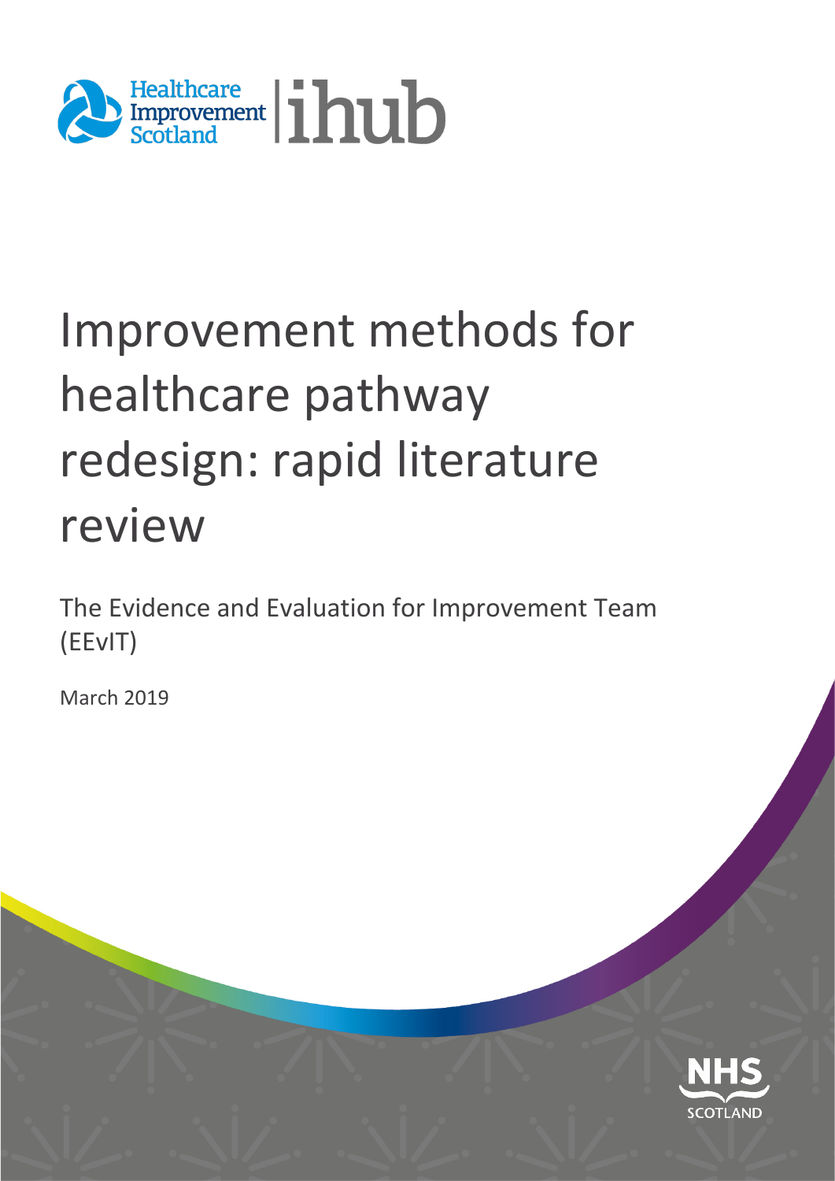Healthcare Improvement Scotland | ihub

# Improvement methods for healthcare pathway redesign: rapid literature review

The Evidence and Evaluation for Improvement Team (EEvIT)

March 2019

NHS SCOTLAND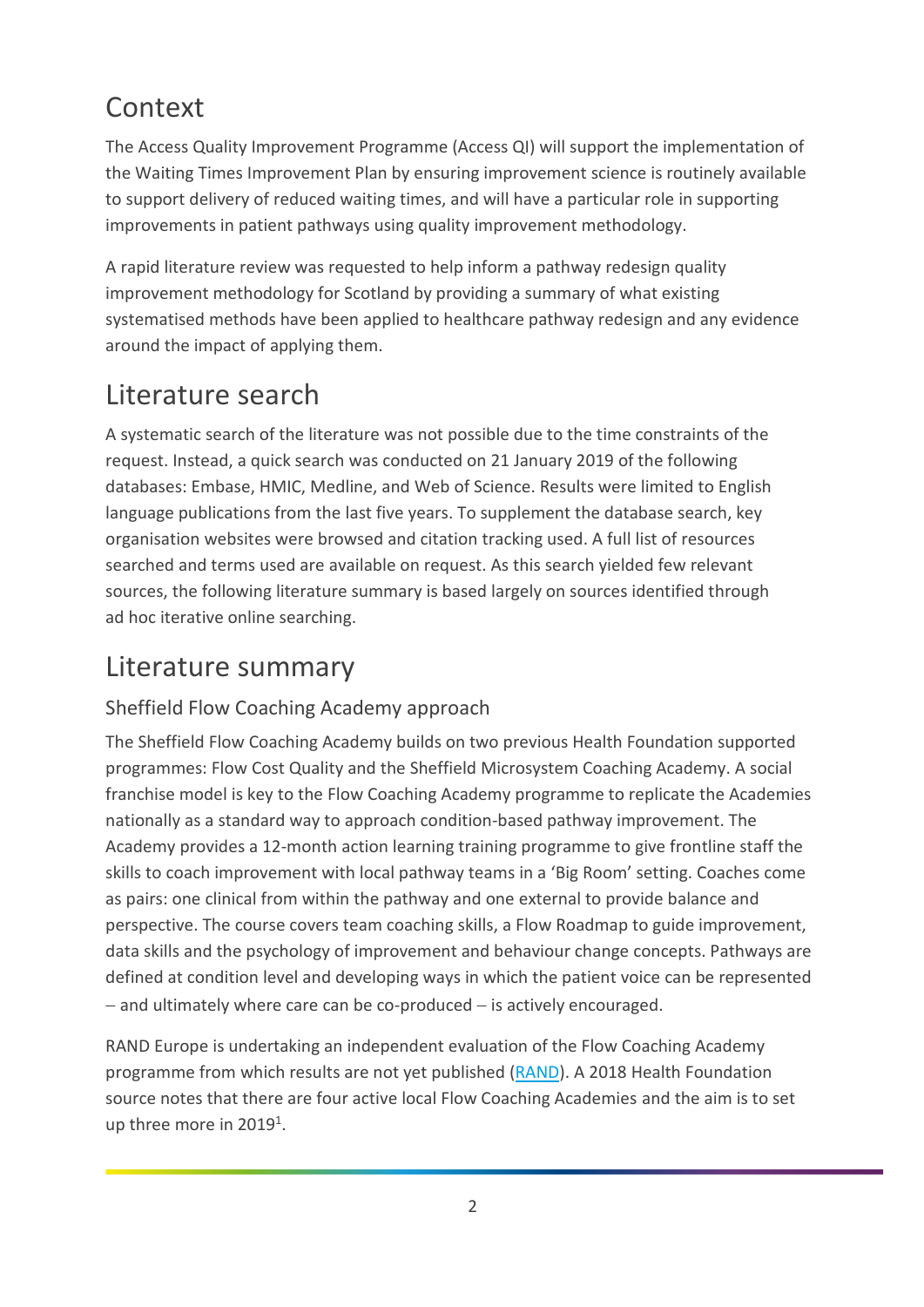# Context

The Access Quality Improvement Programme (Access QI) will support the implementation of the Waiting Times Improvement Plan by ensuring improvement science is routinely available to support delivery of reduced waiting times, and will have a particular role in supporting improvements in patient pathways using quality improvement methodology.

A rapid literature review was requested to help inform a pathway redesign quality improvement methodology for Scotland by providing a summary of what existing systematised methods have been applied to healthcare pathway redesign and any evidence around the impact of applying them.

# Literature search

A systematic search of the literature was not possible due to the time constraints of the request. Instead, a quick search was conducted on 21 January 2019 of the following databases: Embase, HMIC, Medline, and Web of Science. Results were limited to English language publications from the last five years. To supplement the database search, key organisation websites were browsed and citation tracking used. A full list of resources searched and terms used are available on request. As this search yielded few relevant sources, the following literature summary is based largely on sources identified through ad hoc iterative online searching.

# Literature summary

## Sheffield Flow Coaching Academy approach

The Sheffield Flow Coaching Academy builds on two previous Health Foundation supported programmes: Flow Cost Quality and the Sheffield Microsystem Coaching Academy. A social franchise model is key to the Flow Coaching Academy programme to replicate the Academies nationally as a standard way to approach condition-based pathway improvement. The Academy provides a 12-month action learning training programme to give frontline staff the skills to coach improvement with local pathway teams in a 'Big Room' setting. Coaches come as pairs: one clinical from within the pathway and one external to provide balance and perspective. The course covers team coaching skills, a Flow Roadmap to guide improvement, data skills and the psychology of improvement and behaviour change concepts. Pathways are defined at condition level and developing ways in which the patient voice can be represented – and ultimately where care can be co-produced – is actively encouraged.

RAND Europe is undertaking an independent evaluation of the Flow Coaching Academy programme from which results are not yet published (RAND). A 2018 Health Foundation source notes that there are four active local Flow Coaching Academies and the aim is to set up three more in 2019[1].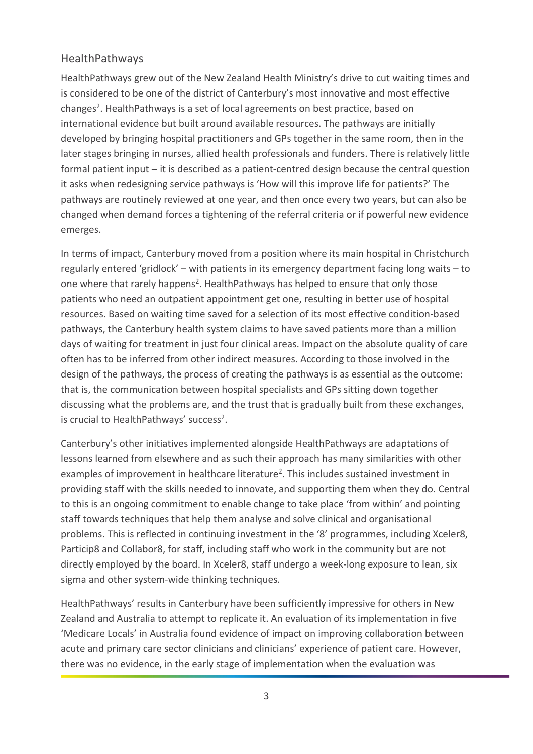## HealthPathways

HealthPathways grew out of the New Zealand Health Ministry's drive to cut waiting times and is considered to be one of the district of Canterbury's most innovative and most effective changes[2]. HealthPathways is a set of local agreements on best practice, based on international evidence but built around available resources. The pathways are initially developed by bringing hospital practitioners and GPs together in the same room, then in the later stages bringing in nurses, allied health professionals and funders. There is relatively little formal patient input – it is described as a patient-centred design because the central question it asks when redesigning service pathways is 'How will this improve life for patients?' The pathways are routinely reviewed at one year, and then once every two years, but can also be changed when demand forces a tightening of the referral criteria or if powerful new evidence emerges.

In terms of impact, Canterbury moved from a position where its main hospital in Christchurch regularly entered 'gridlock' – with patients in its emergency department facing long waits – to one where that rarely happens[2]. HealthPathways has helped to ensure that only those patients who need an outpatient appointment get one, resulting in better use of hospital resources. Based on waiting time saved for a selection of its most effective condition-based pathways, the Canterbury health system claims to have saved patients more than a million days of waiting for treatment in just four clinical areas. Impact on the absolute quality of care often has to be inferred from other indirect measures. According to those involved in the design of the pathways, the process of creating the pathways is as essential as the outcome: that is, the communication between hospital specialists and GPs sitting down together discussing what the problems are, and the trust that is gradually built from these exchanges, is crucial to HealthPathways' success[2].

Canterbury's other initiatives implemented alongside HealthPathways are adaptations of lessons learned from elsewhere and as such their approach has many similarities with other examples of improvement in healthcare literature[2]. This includes sustained investment in providing staff with the skills needed to innovate, and supporting them when they do. Central to this is an ongoing commitment to enable change to take place 'from within' and pointing staff towards techniques that help them analyse and solve clinical and organisational problems. This is reflected in continuing investment in the '8' programmes, including Xceler8, Particip8 and Collabor8, for staff, including staff who work in the community but are not directly employed by the board. In Xceler8, staff undergo a week-long exposure to lean, six sigma and other system-wide thinking techniques.

HealthPathways' results in Canterbury have been sufficiently impressive for others in New Zealand and Australia to attempt to replicate it. An evaluation of its implementation in five 'Medicare Locals' in Australia found evidence of impact on improving collaboration between acute and primary care sector clinicians and clinicians' experience of patient care. However, there was no evidence, in the early stage of implementation when the evaluation was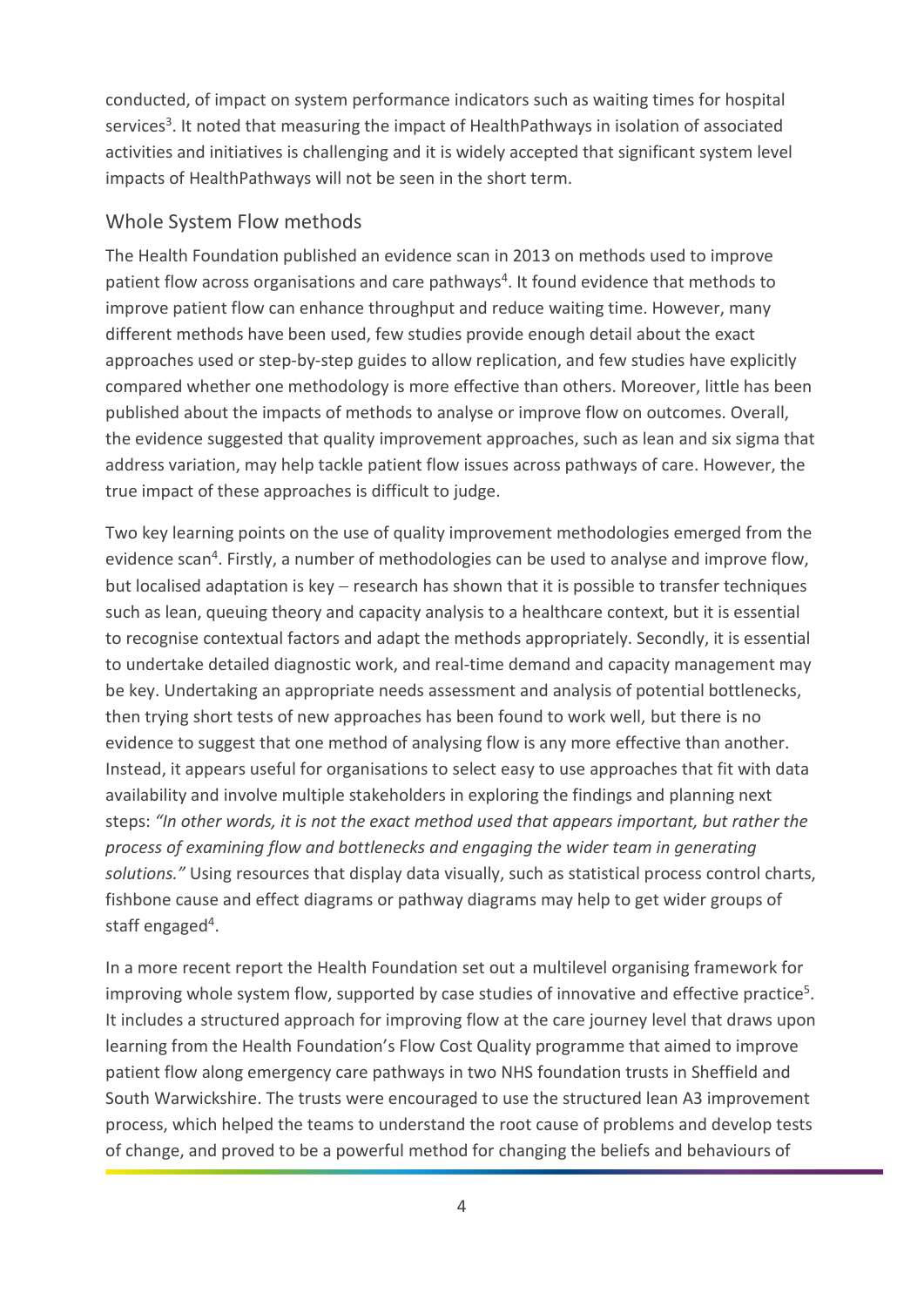conducted, of impact on system performance indicators such as waiting times for hospital services[3]. It noted that measuring the impact of HealthPathways in isolation of associated activities and initiatives is challenging and it is widely accepted that significant system level impacts of HealthPathways will not be seen in the short term.

## Whole System Flow methods

The Health Foundation published an evidence scan in 2013 on methods used to improve patient flow across organisations and care pathways[4]. It found evidence that methods to improve patient flow can enhance throughput and reduce waiting time. However, many different methods have been used, few studies provide enough detail about the exact approaches used or step-by-step guides to allow replication, and few studies have explicitly compared whether one methodology is more effective than others. Moreover, little has been published about the impacts of methods to analyse or improve flow on outcomes. Overall, the evidence suggested that quality improvement approaches, such as lean and six sigma that address variation, may help tackle patient flow issues across pathways of care. However, the true impact of these approaches is difficult to judge.

Two key learning points on the use of quality improvement methodologies emerged from the evidence scan[4]. Firstly, a number of methodologies can be used to analyse and improve flow, but localised adaptation is key – research has shown that it is possible to transfer techniques such as lean, queuing theory and capacity analysis to a healthcare context, but it is essential to recognise contextual factors and adapt the methods appropriately. Secondly, it is essential to undertake detailed diagnostic work, and real-time demand and capacity management may be key. Undertaking an appropriate needs assessment and analysis of potential bottlenecks, then trying short tests of new approaches has been found to work well, but there is no evidence to suggest that one method of analysing flow is any more effective than another. Instead, it appears useful for organisations to select easy to use approaches that fit with data availability and involve multiple stakeholders in exploring the findings and planning next steps: *"In other words, it is not the exact method used that appears important, but rather the process of examining flow and bottlenecks and engaging the wider team in generating solutions."* Using resources that display data visually, such as statistical process control charts, fishbone cause and effect diagrams or pathway diagrams may help to get wider groups of staff engaged[4].

In a more recent report the Health Foundation set out a multilevel organising framework for improving whole system flow, supported by case studies of innovative and effective practice[5]. It includes a structured approach for improving flow at the care journey level that draws upon learning from the Health Foundation's Flow Cost Quality programme that aimed to improve patient flow along emergency care pathways in two NHS foundation trusts in Sheffield and South Warwickshire. The trusts were encouraged to use the structured lean A3 improvement process, which helped the teams to understand the root cause of problems and develop tests of change, and proved to be a powerful method for changing the beliefs and behaviours of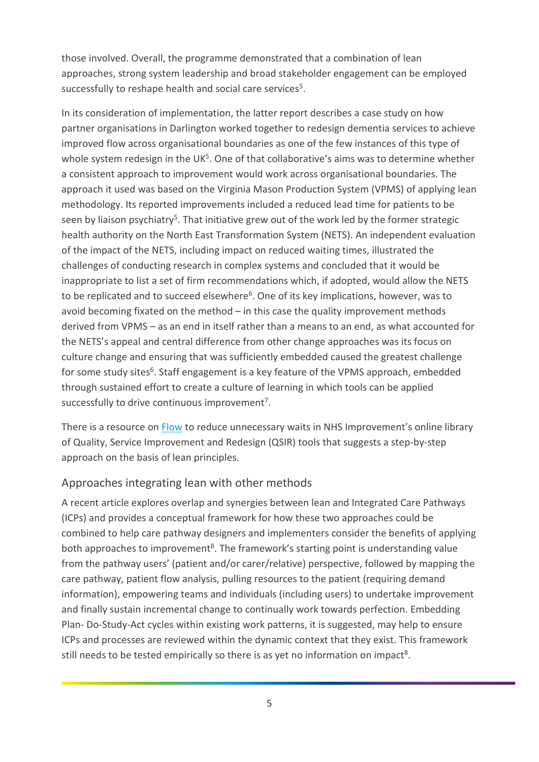those involved. Overall, the programme demonstrated that a combination of lean approaches, strong system leadership and broad stakeholder engagement can be employed successfully to reshape health and social care services[5].

In its consideration of implementation, the latter report describes a case study on how partner organisations in Darlington worked together to redesign dementia services to achieve improved flow across organisational boundaries as one of the few instances of this type of whole system redesign in the UK[5]. One of that collaborative's aims was to determine whether a consistent approach to improvement would work across organisational boundaries. The approach it used was based on the Virginia Mason Production System (VPMS) of applying lean methodology. Its reported improvements included a reduced lead time for patients to be seen by liaison psychiatry[5]. That initiative grew out of the work led by the former strategic health authority on the North East Transformation System (NETS). An independent evaluation of the impact of the NETS, including impact on reduced waiting times, illustrated the challenges of conducting research in complex systems and concluded that it would be inappropriate to list a set of firm recommendations which, if adopted, would allow the NETS to be replicated and to succeed elsewhere[6]. One of its key implications, however, was to avoid becoming fixated on the method – in this case the quality improvement methods derived from VPMS – as an end in itself rather than a means to an end, as what accounted for the NETS's appeal and central difference from other change approaches was its focus on culture change and ensuring that was sufficiently embedded caused the greatest challenge for some study sites[6]. Staff engagement is a key feature of the VPMS approach, embedded through sustained effort to create a culture of learning in which tools can be applied successfully to drive continuous improvement[7].

There is a resource on Flow to reduce unnecessary waits in NHS Improvement's online library of Quality, Service Improvement and Redesign (QSIR) tools that suggests a step-by-step approach on the basis of lean principles.

## Approaches integrating lean with other methods

A recent article explores overlap and synergies between lean and Integrated Care Pathways (ICPs) and provides a conceptual framework for how these two approaches could be combined to help care pathway designers and implementers consider the benefits of applying both approaches to improvement[8]. The framework's starting point is understanding value from the pathway users' (patient and/or carer/relative) perspective, followed by mapping the care pathway, patient flow analysis, pulling resources to the patient (requiring demand information), empowering teams and individuals (including users) to undertake improvement and finally sustain incremental change to continually work towards perfection. Embedding Plan- Do-Study-Act cycles within existing work patterns, it is suggested, may help to ensure ICPs and processes are reviewed within the dynamic context that they exist. This framework still needs to be tested empirically so there is as yet no information on impact[8].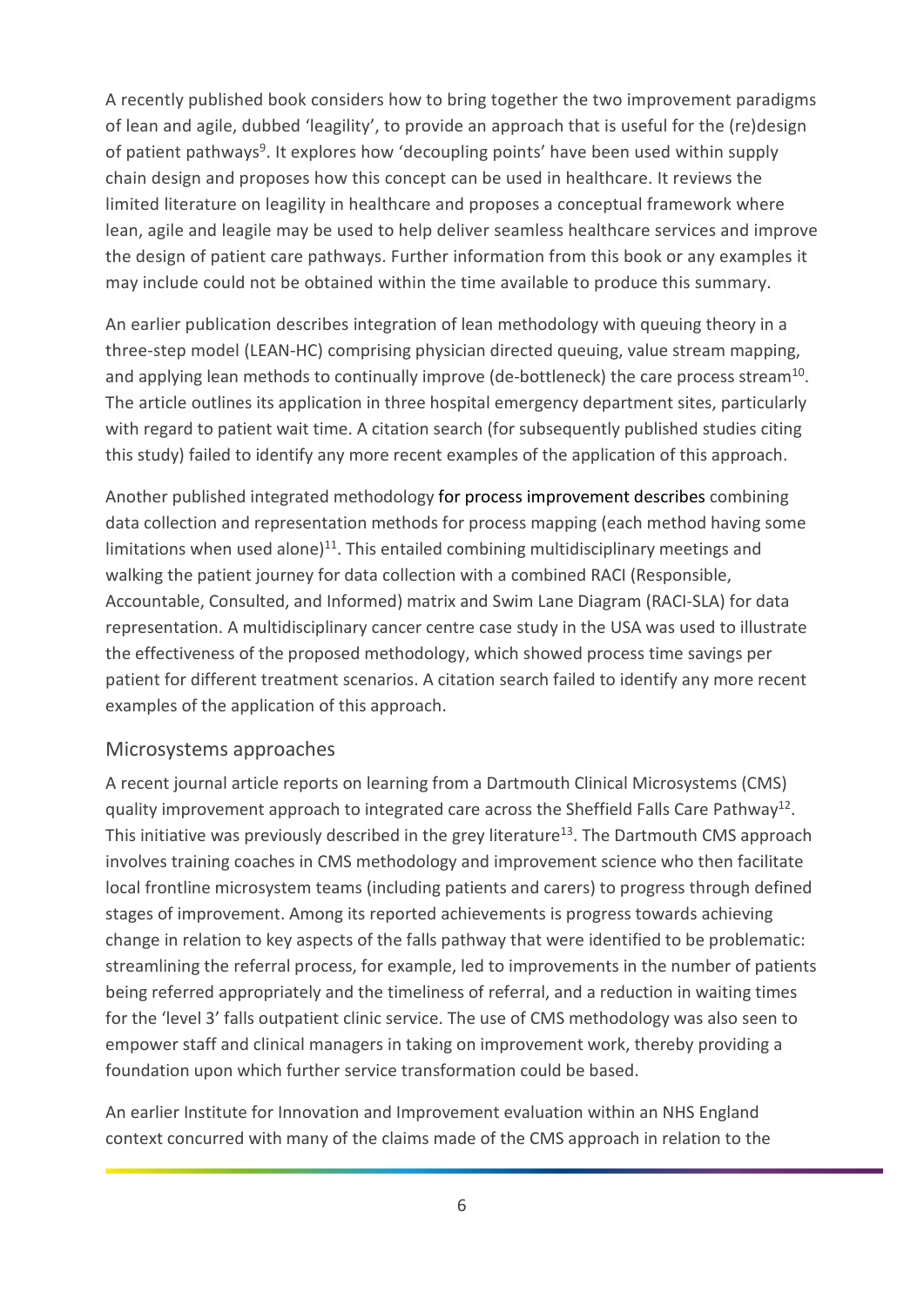A recently published book considers how to bring together the two improvement paradigms of lean and agile, dubbed 'leagility', to provide an approach that is useful for the (re)design of patient pathways[9]. It explores how 'decoupling points' have been used within supply chain design and proposes how this concept can be used in healthcare. It reviews the limited literature on leagility in healthcare and proposes a conceptual framework where lean, agile and leagile may be used to help deliver seamless healthcare services and improve the design of patient care pathways. Further information from this book or any examples it may include could not be obtained within the time available to produce this summary.

An earlier publication describes integration of lean methodology with queuing theory in a three-step model (LEAN-HC) comprising physician directed queuing, value stream mapping, and applying lean methods to continually improve (de-bottleneck) the care process stream[10]. The article outlines its application in three hospital emergency department sites, particularly with regard to patient wait time. A citation search (for subsequently published studies citing this study) failed to identify any more recent examples of the application of this approach.

Another published integrated methodology for process improvement describes combining data collection and representation methods for process mapping (each method having some limitations when used alone)[11]. This entailed combining multidisciplinary meetings and walking the patient journey for data collection with a combined RACI (Responsible, Accountable, Consulted, and Informed) matrix and Swim Lane Diagram (RACI-SLA) for data representation. A multidisciplinary cancer centre case study in the USA was used to illustrate the effectiveness of the proposed methodology, which showed process time savings per patient for different treatment scenarios. A citation search failed to identify any more recent examples of the application of this approach.

## Microsystems approaches

A recent journal article reports on learning from a Dartmouth Clinical Microsystems (CMS) quality improvement approach to integrated care across the Sheffield Falls Care Pathway[12]. This initiative was previously described in the grey literature[13]. The Dartmouth CMS approach involves training coaches in CMS methodology and improvement science who then facilitate local frontline microsystem teams (including patients and carers) to progress through defined stages of improvement. Among its reported achievements is progress towards achieving change in relation to key aspects of the falls pathway that were identified to be problematic: streamlining the referral process, for example, led to improvements in the number of patients being referred appropriately and the timeliness of referral, and a reduction in waiting times for the 'level 3' falls outpatient clinic service. The use of CMS methodology was also seen to empower staff and clinical managers in taking on improvement work, thereby providing a foundation upon which further service transformation could be based.

An earlier Institute for Innovation and Improvement evaluation within an NHS England context concurred with many of the claims made of the CMS approach in relation to the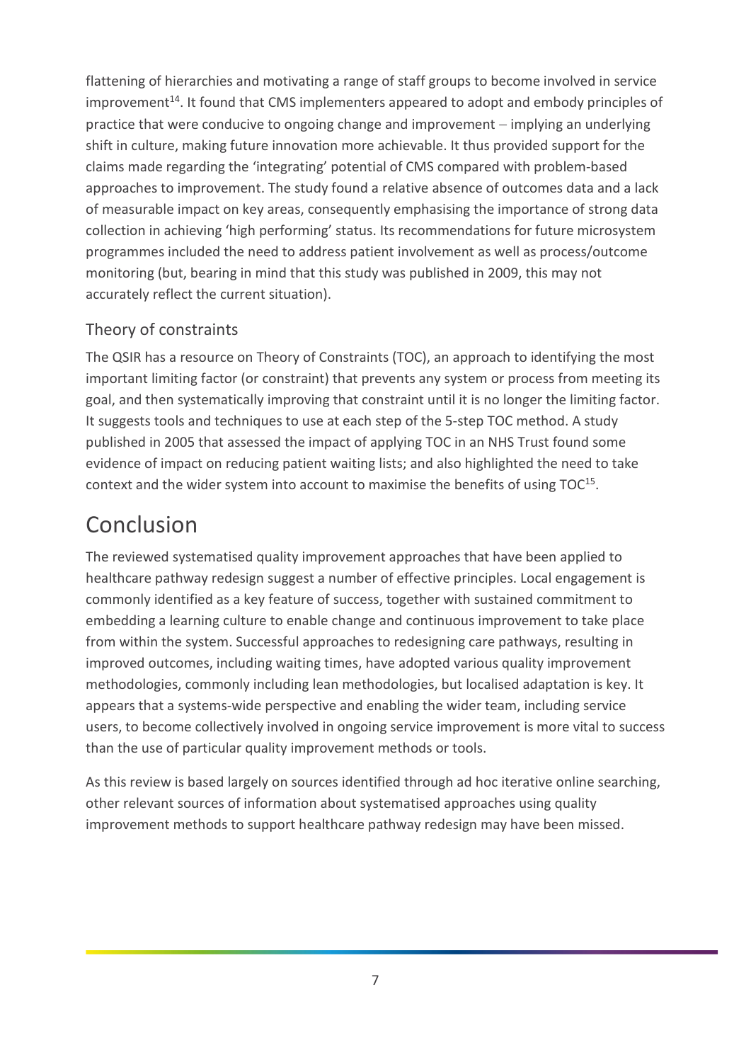flattening of hierarchies and motivating a range of staff groups to become involved in service improvement[14]. It found that CMS implementers appeared to adopt and embody principles of practice that were conducive to ongoing change and improvement – implying an underlying shift in culture, making future innovation more achievable. It thus provided support for the claims made regarding the 'integrating' potential of CMS compared with problem-based approaches to improvement. The study found a relative absence of outcomes data and a lack of measurable impact on key areas, consequently emphasising the importance of strong data collection in achieving 'high performing' status. Its recommendations for future microsystem programmes included the need to address patient involvement as well as process/outcome monitoring (but, bearing in mind that this study was published in 2009, this may not accurately reflect the current situation).

### Theory of constraints

The QSIR has a resource on Theory of Constraints (TOC), an approach to identifying the most important limiting factor (or constraint) that prevents any system or process from meeting its goal, and then systematically improving that constraint until it is no longer the limiting factor. It suggests tools and techniques to use at each step of the 5-step TOC method. A study published in 2005 that assessed the impact of applying TOC in an NHS Trust found some evidence of impact on reducing patient waiting lists; and also highlighted the need to take context and the wider system into account to maximise the benefits of using TOC[15].

## Conclusion

The reviewed systematised quality improvement approaches that have been applied to healthcare pathway redesign suggest a number of effective principles. Local engagement is commonly identified as a key feature of success, together with sustained commitment to embedding a learning culture to enable change and continuous improvement to take place from within the system. Successful approaches to redesigning care pathways, resulting in improved outcomes, including waiting times, have adopted various quality improvement methodologies, commonly including lean methodologies, but localised adaptation is key. It appears that a systems-wide perspective and enabling the wider team, including service users, to become collectively involved in ongoing service improvement is more vital to success than the use of particular quality improvement methods or tools.

As this review is based largely on sources identified through ad hoc iterative online searching, other relevant sources of information about systematised approaches using quality improvement methods to support healthcare pathway redesign may have been missed.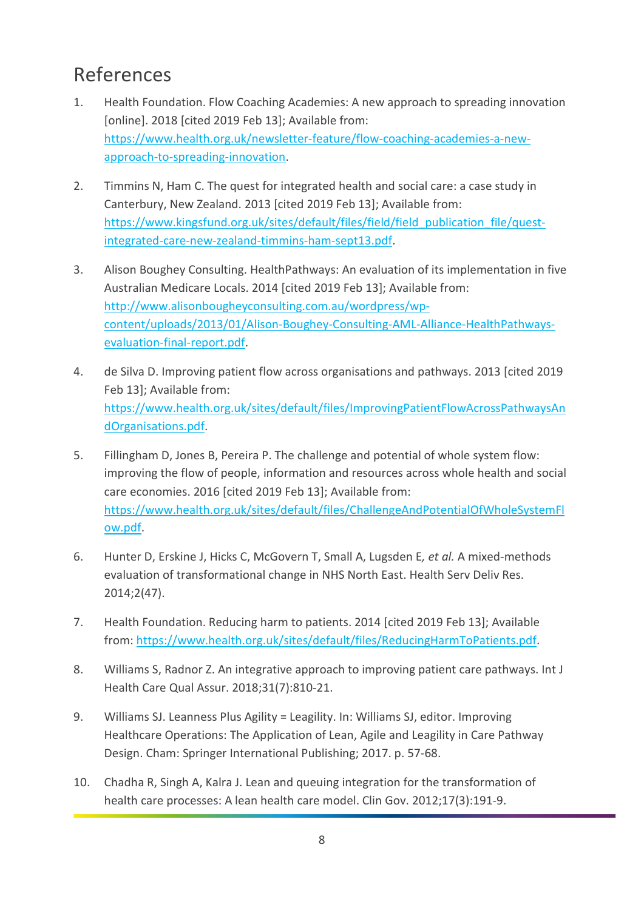# References

1. Health Foundation. Flow Coaching Academies: A new approach to spreading innovation [online]. 2018 [cited 2019 Feb 13]; Available from: https://www.health.org.uk/newsletter-feature/flow-coaching-academies-a-new-approach-to-spreading-innovation.

2. Timmins N, Ham C. The quest for integrated health and social care: a case study in Canterbury, New Zealand. 2013 [cited 2019 Feb 13]; Available from: https://www.kingsfund.org.uk/sites/default/files/field/field_publication_file/quest-integrated-care-new-zealand-timmins-ham-sept13.pdf.

3. Alison Boughey Consulting. HealthPathways: An evaluation of its implementation in five Australian Medicare Locals. 2014 [cited 2019 Feb 13]; Available from: http://www.alisonbougheyconsulting.com.au/wordpress/wp-content/uploads/2013/01/Alison-Boughey-Consulting-AML-Alliance-HealthPathways-evaluation-final-report.pdf.

4. de Silva D. Improving patient flow across organisations and pathways. 2013 [cited 2019 Feb 13]; Available from: https://www.health.org.uk/sites/default/files/ImprovingPatientFlowAcrossPathwaysAndOrganisations.pdf.

5. Fillingham D, Jones B, Pereira P. The challenge and potential of whole system flow: improving the flow of people, information and resources across whole health and social care economies. 2016 [cited 2019 Feb 13]; Available from: https://www.health.org.uk/sites/default/files/ChallengeAndPotentialOfWholeSystemFlow.pdf.

6. Hunter D, Erskine J, Hicks C, McGovern T, Small A, Lugsden E*, et al.* A mixed-methods evaluation of transformational change in NHS North East. Health Serv Deliv Res. 2014;2(47).

7. Health Foundation. Reducing harm to patients. 2014 [cited 2019 Feb 13]; Available from: https://www.health.org.uk/sites/default/files/ReducingHarmToPatients.pdf.

8. Williams S, Radnor Z. An integrative approach to improving patient care pathways. Int J Health Care Qual Assur. 2018;31(7):810-21.

9. Williams SJ. Leanness Plus Agility = Leagility. In: Williams SJ, editor. Improving Healthcare Operations: The Application of Lean, Agile and Leagility in Care Pathway Design. Cham: Springer International Publishing; 2017. p. 57-68.

10. Chadha R, Singh A, Kalra J. Lean and queuing integration for the transformation of health care processes: A lean health care model. Clin Gov. 2012;17(3):191-9.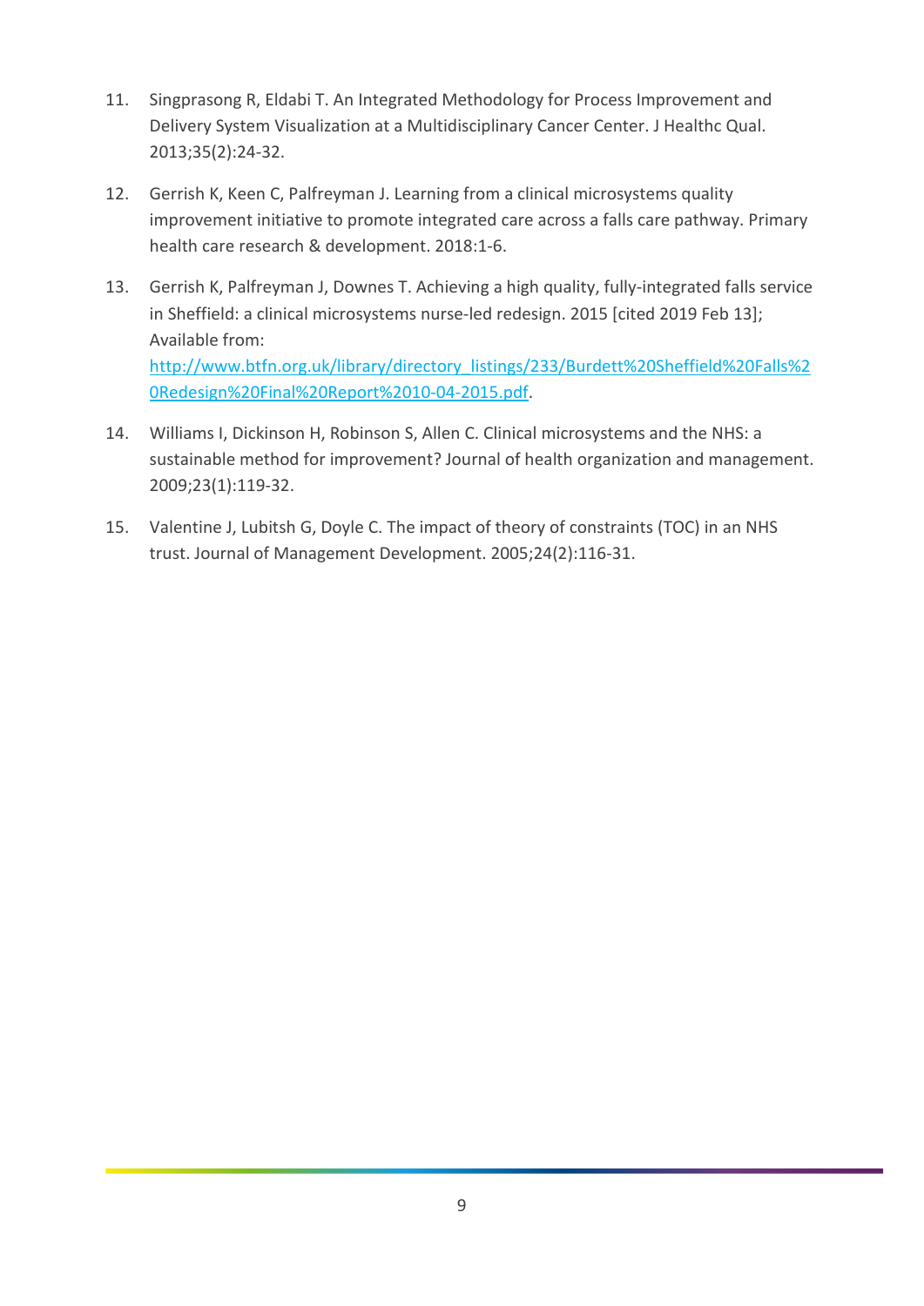11. Singprasong R, Eldabi T. An Integrated Methodology for Process Improvement and Delivery System Visualization at a Multidisciplinary Cancer Center. J Healthc Qual. 2013;35(2):24-32.

12. Gerrish K, Keen C, Palfreyman J. Learning from a clinical microsystems quality improvement initiative to promote integrated care across a falls care pathway. Primary health care research & development. 2018:1-6.

13. Gerrish K, Palfreyman J, Downes T. Achieving a high quality, fully-integrated falls service in Sheffield: a clinical microsystems nurse-led redesign. 2015 [cited 2019 Feb 13]; Available from: http://www.btfn.org.uk/library/directory_listings/233/Burdett%20Sheffield%20Falls%20Redesign%20Final%20Report%2010-04-2015.pdf.

14. Williams I, Dickinson H, Robinson S, Allen C. Clinical microsystems and the NHS: a sustainable method for improvement? Journal of health organization and management. 2009;23(1):119-32.

15. Valentine J, Lubitsh G, Doyle C. The impact of theory of constraints (TOC) in an NHS trust. Journal of Management Development. 2005;24(2):116-31.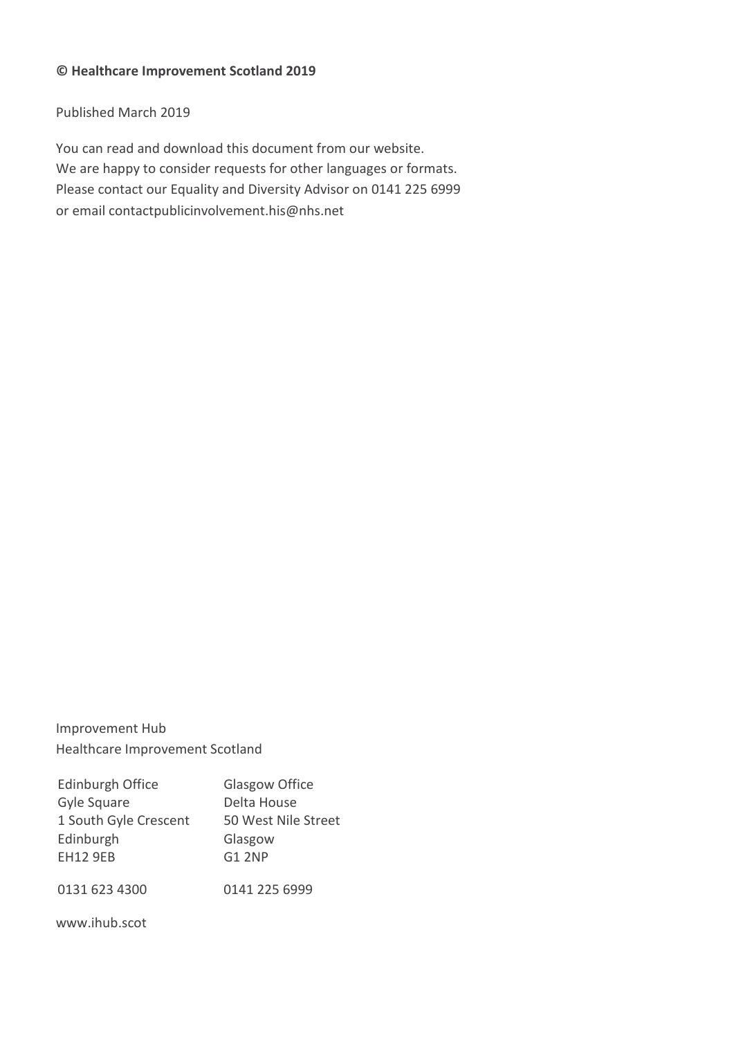**© Healthcare Improvement Scotland 2019**

Published March 2019

You can read and download this document from our website.
We are happy to consider requests for other languages or formats.
Please contact our Equality and Diversity Advisor on 0141 225 6999
or email contactpublicinvolvement.his@nhs.net

Improvement Hub
Healthcare Improvement Scotland

| | |
|---|---|
| Edinburgh Office | Glasgow Office |
| Gyle Square | Delta House |
| 1 South Gyle Crescent | 50 West Nile Street |
| Edinburgh | Glasgow |
| EH12 9EB | G1 2NP |
| 0131 623 4300 | 0141 225 6999 |

www.ihub.scot